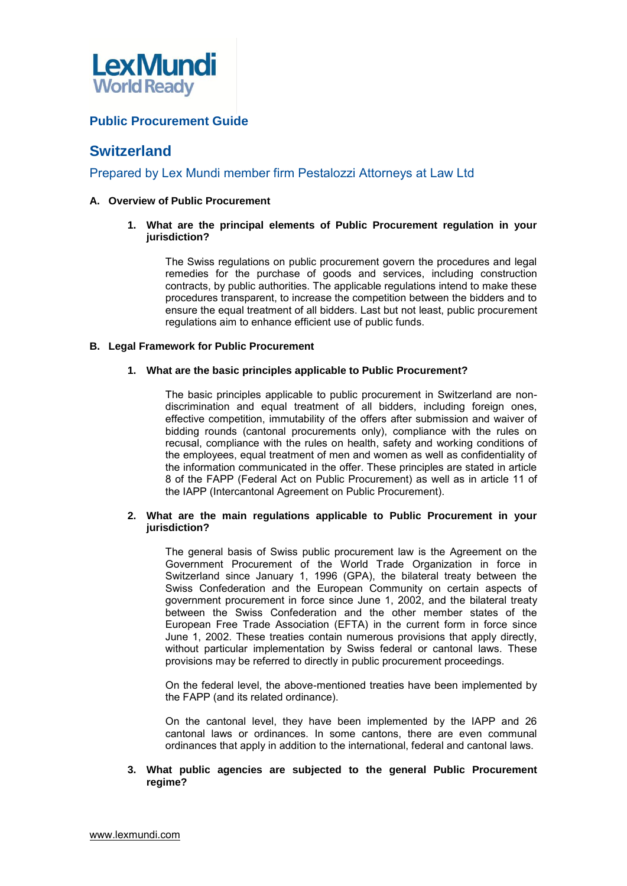LexMundi
World Ready

# Public Procurement Guide

## Switzerland

Prepared by Lex Mundi member firm Pestalozzi Attorneys at Law Ltd

### A. Overview of Public Procurement

#### 1. What are the principal elements of Public Procurement regulation in your jurisdiction?

The Swiss regulations on public procurement govern the procedures and legal remedies for the purchase of goods and services, including construction contracts, by public authorities. The applicable regulations intend to make these procedures transparent, to increase the competition between the bidders and to ensure the equal treatment of all bidders. Last but not least, public procurement regulations aim to enhance efficient use of public funds.

### B. Legal Framework for Public Procurement

#### 1. What are the basic principles applicable to Public Procurement?

The basic principles applicable to public procurement in Switzerland are non-discrimination and equal treatment of all bidders, including foreign ones, effective competition, immutability of the offers after submission and waiver of bidding rounds (cantonal procurements only), compliance with the rules on recusal, compliance with the rules on health, safety and working conditions of the employees, equal treatment of men and women as well as confidentiality of the information communicated in the offer. These principles are stated in article 8 of the FAPP (Federal Act on Public Procurement) as well as in article 11 of the IAPP (Intercantonal Agreement on Public Procurement).

#### 2. What are the main regulations applicable to Public Procurement in your jurisdiction?

The general basis of Swiss public procurement law is the Agreement on the Government Procurement of the World Trade Organization in force in Switzerland since January 1, 1996 (GPA), the bilateral treaty between the Swiss Confederation and the European Community on certain aspects of government procurement in force since June 1, 2002, and the bilateral treaty between the Swiss Confederation and the other member states of the European Free Trade Association (EFTA) in the current form in force since June 1, 2002. These treaties contain numerous provisions that apply directly, without particular implementation by Swiss federal or cantonal laws. These provisions may be referred to directly in public procurement proceedings.

On the federal level, the above-mentioned treaties have been implemented by the FAPP (and its related ordinance).

On the cantonal level, they have been implemented by the IAPP and 26 cantonal laws or ordinances. In some cantons, there are even communal ordinances that apply in addition to the international, federal and cantonal laws.

#### 3. What public agencies are subjected to the general Public Procurement regime?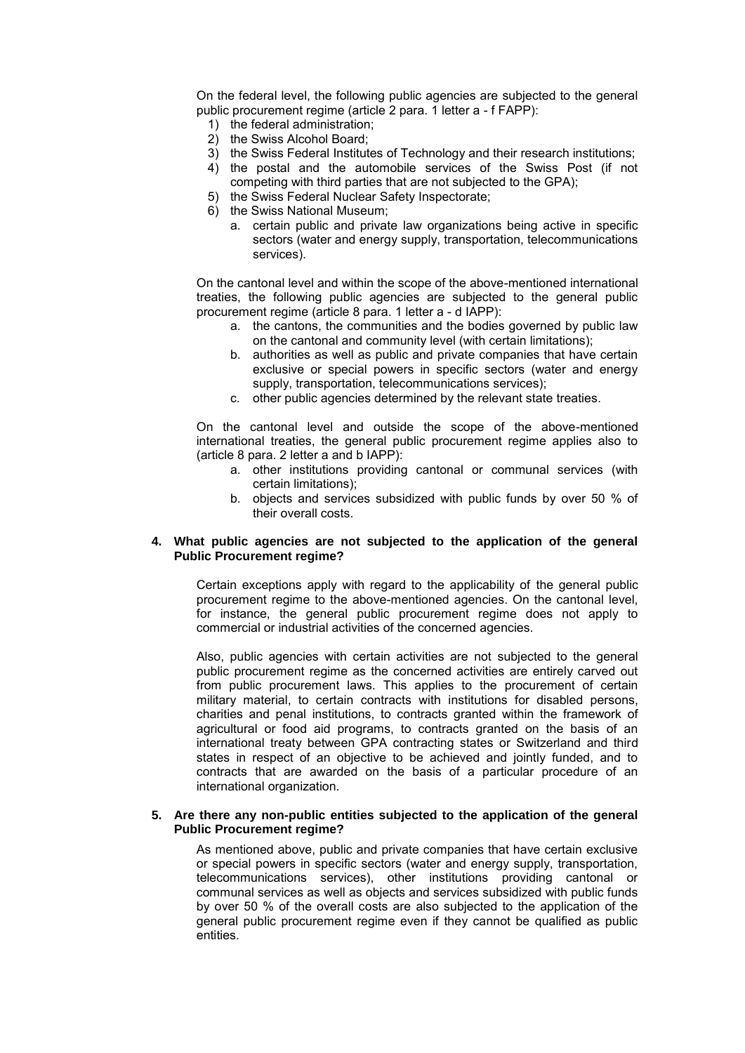On the federal level, the following public agencies are subjected to the general public procurement regime (article 2 para. 1 letter a - f FAPP):

1) the federal administration;
2) the Swiss Alcohol Board;
3) the Swiss Federal Institutes of Technology and their research institutions;
4) the postal and the automobile services of the Swiss Post (if not competing with third parties that are not subjected to the GPA);
5) the Swiss Federal Nuclear Safety Inspectorate;
6) the Swiss National Museum;
    a. certain public and private law organizations being active in specific sectors (water and energy supply, transportation, telecommunications services).

On the cantonal level and within the scope of the above-mentioned international treaties, the following public agencies are subjected to the general public procurement regime (article 8 para. 1 letter a - d IAPP):

a. the cantons, the communities and the bodies governed by public law on the cantonal and community level (with certain limitations);
b. authorities as well as public and private companies that have certain exclusive or special powers in specific sectors (water and energy supply, transportation, telecommunications services);
c. other public agencies determined by the relevant state treaties.

On the cantonal level and outside the scope of the above-mentioned international treaties, the general public procurement regime applies also to (article 8 para. 2 letter a and b IAPP):

a. other institutions providing cantonal or communal services (with certain limitations);
b. objects and services subsidized with public funds by over 50 % of their overall costs.

**4. What public agencies are not subjected to the application of the general Public Procurement regime?**

Certain exceptions apply with regard to the applicability of the general public procurement regime to the above-mentioned agencies. On the cantonal level, for instance, the general public procurement regime does not apply to commercial or industrial activities of the concerned agencies.

Also, public agencies with certain activities are not subjected to the general public procurement regime as the concerned activities are entirely carved out from public procurement laws. This applies to the procurement of certain military material, to certain contracts with institutions for disabled persons, charities and penal institutions, to contracts granted within the framework of agricultural or food aid programs, to contracts granted on the basis of an international treaty between GPA contracting states or Switzerland and third states in respect of an objective to be achieved and jointly funded, and to contracts that are awarded on the basis of a particular procedure of an international organization.

**5. Are there any non-public entities subjected to the application of the general Public Procurement regime?**

As mentioned above, public and private companies that have certain exclusive or special powers in specific sectors (water and energy supply, transportation, telecommunications services), other institutions providing cantonal or communal services as well as objects and services subsidized with public funds by over 50 % of the overall costs are also subjected to the application of the general public procurement regime even if they cannot be qualified as public entities.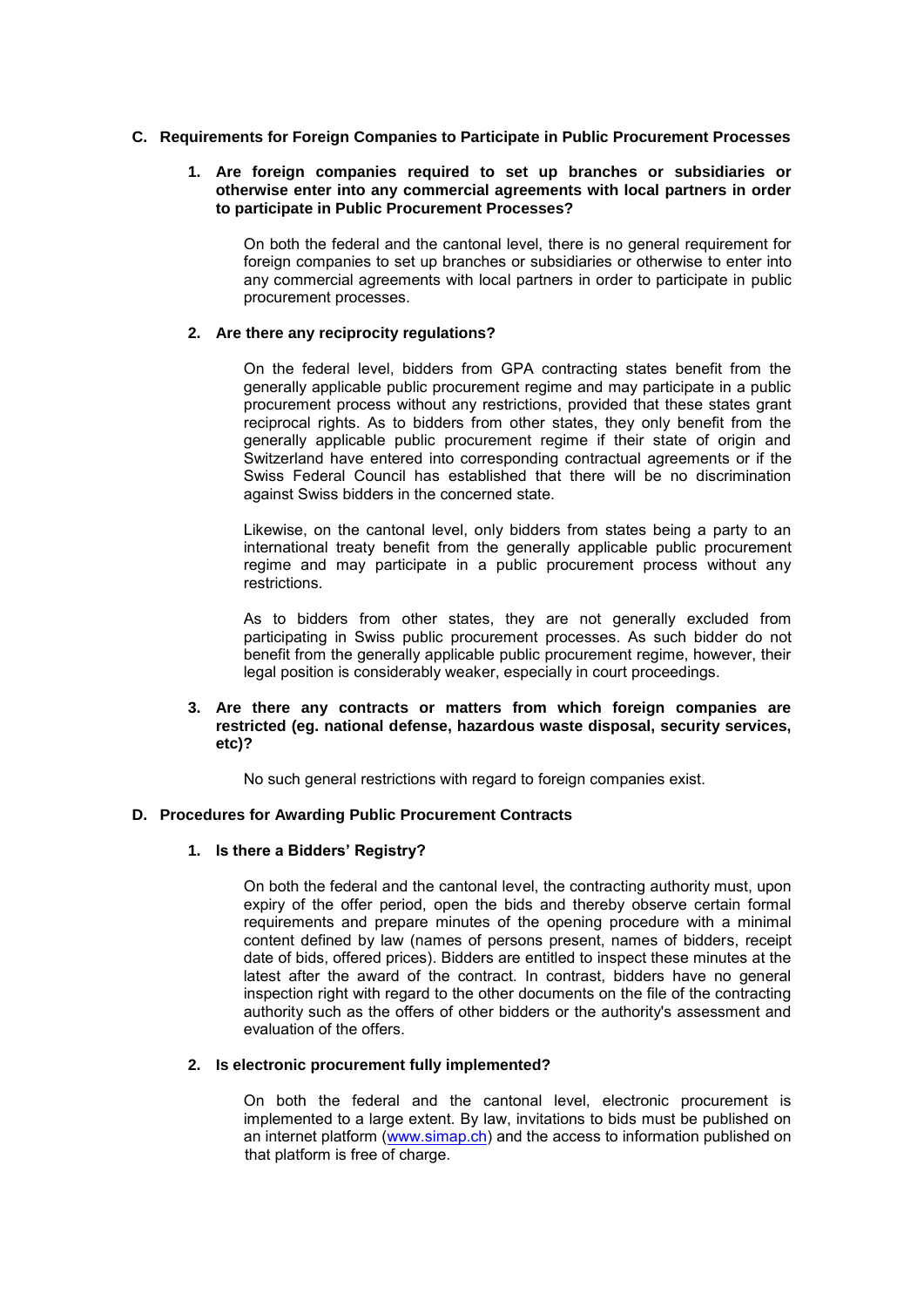## C. Requirements for Foreign Companies to Participate in Public Procurement Processes

### 1. Are foreign companies required to set up branches or subsidiaries or otherwise enter into any commercial agreements with local partners in order to participate in Public Procurement Processes?

On both the federal and the cantonal level, there is no general requirement for foreign companies to set up branches or subsidiaries or otherwise to enter into any commercial agreements with local partners in order to participate in public procurement processes.

### 2. Are there any reciprocity regulations?

On the federal level, bidders from GPA contracting states benefit from the generally applicable public procurement regime and may participate in a public procurement process without any restrictions, provided that these states grant reciprocal rights. As to bidders from other states, they only benefit from the generally applicable public procurement regime if their state of origin and Switzerland have entered into corresponding contractual agreements or if the Swiss Federal Council has established that there will be no discrimination against Swiss bidders in the concerned state.

Likewise, on the cantonal level, only bidders from states being a party to an international treaty benefit from the generally applicable public procurement regime and may participate in a public procurement process without any restrictions.

As to bidders from other states, they are not generally excluded from participating in Swiss public procurement processes. As such bidder do not benefit from the generally applicable public procurement regime, however, their legal position is considerably weaker, especially in court proceedings.

### 3. Are there any contracts or matters from which foreign companies are restricted (eg. national defense, hazardous waste disposal, security services, etc)?

No such general restrictions with regard to foreign companies exist.

## D. Procedures for Awarding Public Procurement Contracts

### 1. Is there a Bidders' Registry?

On both the federal and the cantonal level, the contracting authority must, upon expiry of the offer period, open the bids and thereby observe certain formal requirements and prepare minutes of the opening procedure with a minimal content defined by law (names of persons present, names of bidders, receipt date of bids, offered prices). Bidders are entitled to inspect these minutes at the latest after the award of the contract. In contrast, bidders have no general inspection right with regard to the other documents on the file of the contracting authority such as the offers of other bidders or the authority's assessment and evaluation of the offers.

### 2. Is electronic procurement fully implemented?

On both the federal and the cantonal level, electronic procurement is implemented to a large extent. By law, invitations to bids must be published on an internet platform (www.simap.ch) and the access to information published on that platform is free of charge.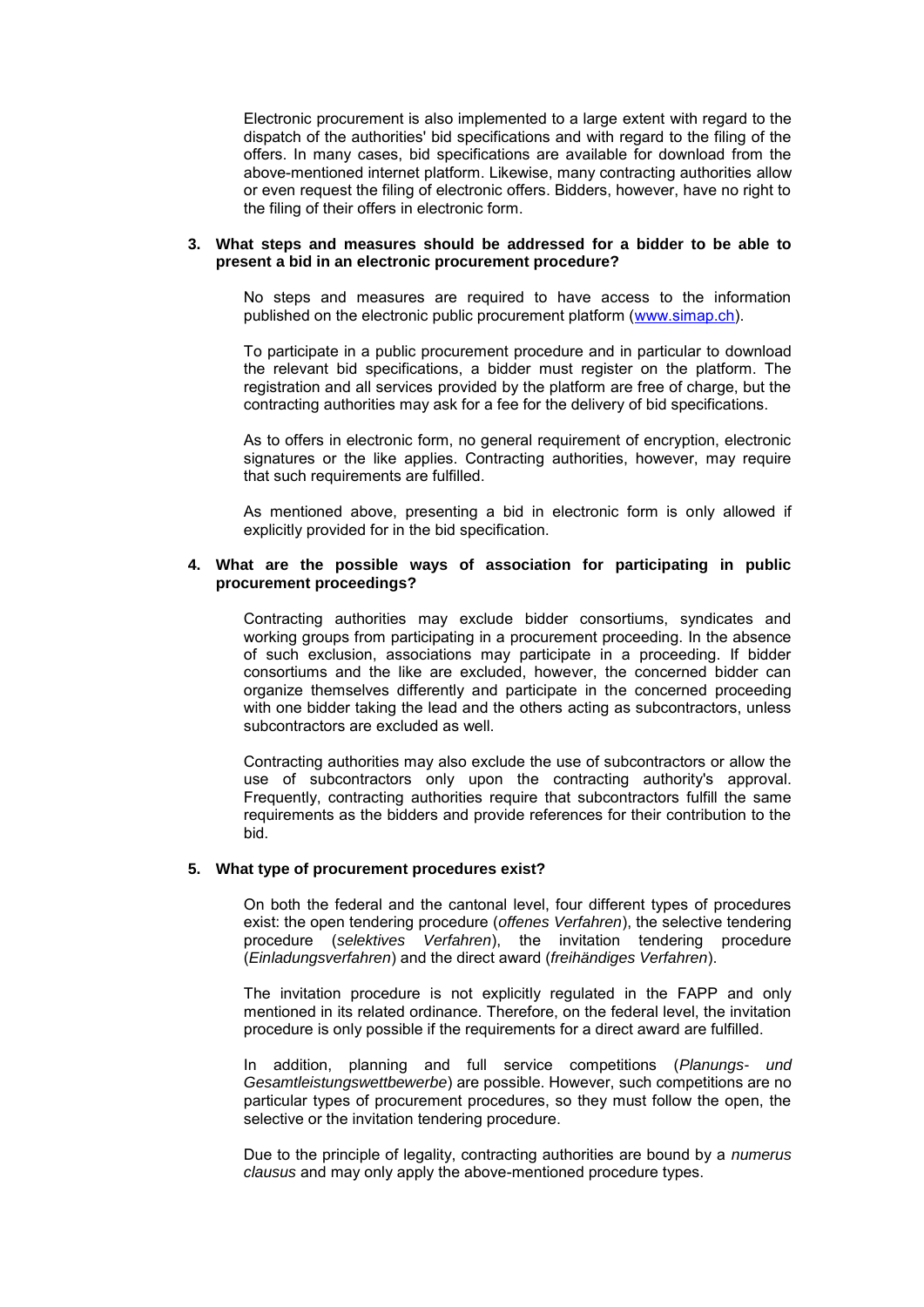Electronic procurement is also implemented to a large extent with regard to the dispatch of the authorities' bid specifications and with regard to the filing of the offers. In many cases, bid specifications are available for download from the above-mentioned internet platform. Likewise, many contracting authorities allow or even request the filing of electronic offers. Bidders, however, have no right to the filing of their offers in electronic form.

**3. What steps and measures should be addressed for a bidder to be able to present a bid in an electronic procurement procedure?**

No steps and measures are required to have access to the information published on the electronic public procurement platform (www.simap.ch).

To participate in a public procurement procedure and in particular to download the relevant bid specifications, a bidder must register on the platform. The registration and all services provided by the platform are free of charge, but the contracting authorities may ask for a fee for the delivery of bid specifications.

As to offers in electronic form, no general requirement of encryption, electronic signatures or the like applies. Contracting authorities, however, may require that such requirements are fulfilled.

As mentioned above, presenting a bid in electronic form is only allowed if explicitly provided for in the bid specification.

**4. What are the possible ways of association for participating in public procurement proceedings?**

Contracting authorities may exclude bidder consortiums, syndicates and working groups from participating in a procurement proceeding. In the absence of such exclusion, associations may participate in a proceeding. If bidder consortiums and the like are excluded, however, the concerned bidder can organize themselves differently and participate in the concerned proceeding with one bidder taking the lead and the others acting as subcontractors, unless subcontractors are excluded as well.

Contracting authorities may also exclude the use of subcontractors or allow the use of subcontractors only upon the contracting authority's approval. Frequently, contracting authorities require that subcontractors fulfill the same requirements as the bidders and provide references for their contribution to the bid.

**5. What type of procurement procedures exist?**

On both the federal and the cantonal level, four different types of procedures exist: the open tendering procedure (*offenes Verfahren*), the selective tendering procedure (*selektives Verfahren*), the invitation tendering procedure (*Einladungsverfahren*) and the direct award (*freihändiges Verfahren*).

The invitation procedure is not explicitly regulated in the FAPP and only mentioned in its related ordinance. Therefore, on the federal level, the invitation procedure is only possible if the requirements for a direct award are fulfilled.

In addition, planning and full service competitions (*Planungs- und Gesamtleistungswettbewerbe*) are possible. However, such competitions are no particular types of procurement procedures, so they must follow the open, the selective or the invitation tendering procedure.

Due to the principle of legality, contracting authorities are bound by a *numerus clausus* and may only apply the above-mentioned procedure types.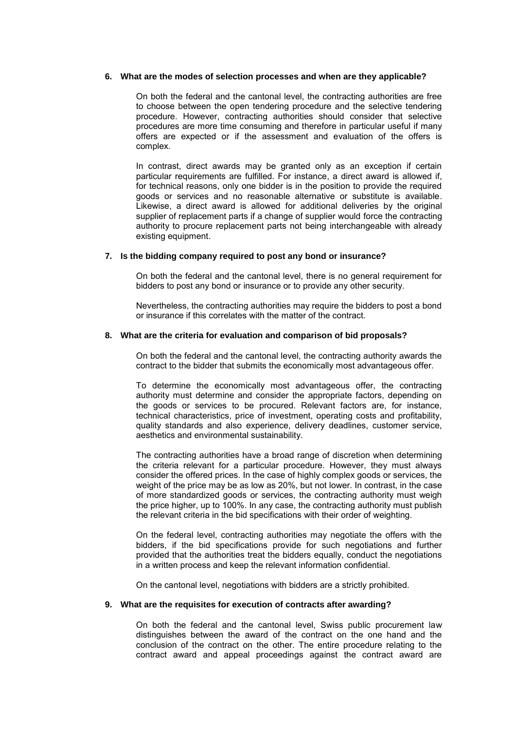**6. What are the modes of selection processes and when are they applicable?**

On both the federal and the cantonal level, the contracting authorities are free to choose between the open tendering procedure and the selective tendering procedure. However, contracting authorities should consider that selective procedures are more time consuming and therefore in particular useful if many offers are expected or if the assessment and evaluation of the offers is complex.

In contrast, direct awards may be granted only as an exception if certain particular requirements are fulfilled. For instance, a direct award is allowed if, for technical reasons, only one bidder is in the position to provide the required goods or services and no reasonable alternative or substitute is available. Likewise, a direct award is allowed for additional deliveries by the original supplier of replacement parts if a change of supplier would force the contracting authority to procure replacement parts not being interchangeable with already existing equipment.

**7. Is the bidding company required to post any bond or insurance?**

On both the federal and the cantonal level, there is no general requirement for bidders to post any bond or insurance or to provide any other security.

Nevertheless, the contracting authorities may require the bidders to post a bond or insurance if this correlates with the matter of the contract.

**8. What are the criteria for evaluation and comparison of bid proposals?**

On both the federal and the cantonal level, the contracting authority awards the contract to the bidder that submits the economically most advantageous offer.

To determine the economically most advantageous offer, the contracting authority must determine and consider the appropriate factors, depending on the goods or services to be procured. Relevant factors are, for instance, technical characteristics, price of investment, operating costs and profitability, quality standards and also experience, delivery deadlines, customer service, aesthetics and environmental sustainability.

The contracting authorities have a broad range of discretion when determining the criteria relevant for a particular procedure. However, they must always consider the offered prices. In the case of highly complex goods or services, the weight of the price may be as low as 20%, but not lower. In contrast, in the case of more standardized goods or services, the contracting authority must weigh the price higher, up to 100%. In any case, the contracting authority must publish the relevant criteria in the bid specifications with their order of weighting.

On the federal level, contracting authorities may negotiate the offers with the bidders, if the bid specifications provide for such negotiations and further provided that the authorities treat the bidders equally, conduct the negotiations in a written process and keep the relevant information confidential.

On the cantonal level, negotiations with bidders are a strictly prohibited.

**9. What are the requisites for execution of contracts after awarding?**

On both the federal and the cantonal level, Swiss public procurement law distinguishes between the award of the contract on the one hand and the conclusion of the contract on the other. The entire procedure relating to the contract award and appeal proceedings against the contract award are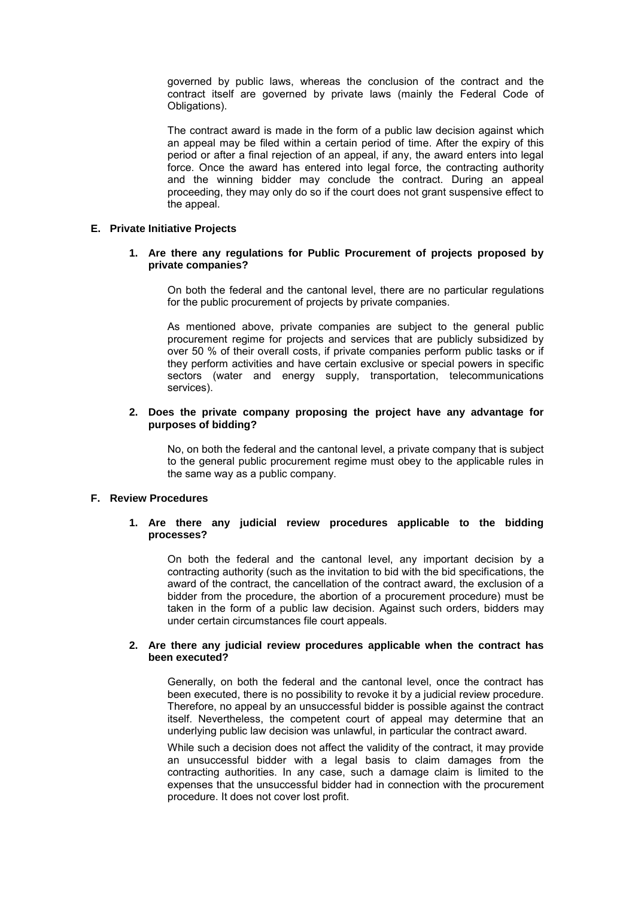governed by public laws, whereas the conclusion of the contract and the contract itself are governed by private laws (mainly the Federal Code of Obligations).

The contract award is made in the form of a public law decision against which an appeal may be filed within a certain period of time. After the expiry of this period or after a final rejection of an appeal, if any, the award enters into legal force. Once the award has entered into legal force, the contracting authority and the winning bidder may conclude the contract. During an appeal proceeding, they may only do so if the court does not grant suspensive effect to the appeal.

## E. Private Initiative Projects

### 1. Are there any regulations for Public Procurement of projects proposed by private companies?

On both the federal and the cantonal level, there are no particular regulations for the public procurement of projects by private companies.

As mentioned above, private companies are subject to the general public procurement regime for projects and services that are publicly subsidized by over 50 % of their overall costs, if private companies perform public tasks or if they perform activities and have certain exclusive or special powers in specific sectors (water and energy supply, transportation, telecommunications services).

### 2. Does the private company proposing the project have any advantage for purposes of bidding?

No, on both the federal and the cantonal level, a private company that is subject to the general public procurement regime must obey to the applicable rules in the same way as a public company.

## F. Review Procedures

### 1. Are there any judicial review procedures applicable to the bidding processes?

On both the federal and the cantonal level, any important decision by a contracting authority (such as the invitation to bid with the bid specifications, the award of the contract, the cancellation of the contract award, the exclusion of a bidder from the procedure, the abortion of a procurement procedure) must be taken in the form of a public law decision. Against such orders, bidders may under certain circumstances file court appeals.

### 2. Are there any judicial review procedures applicable when the contract has been executed?

Generally, on both the federal and the cantonal level, once the contract has been executed, there is no possibility to revoke it by a judicial review procedure. Therefore, no appeal by an unsuccessful bidder is possible against the contract itself. Nevertheless, the competent court of appeal may determine that an underlying public law decision was unlawful, in particular the contract award.

While such a decision does not affect the validity of the contract, it may provide an unsuccessful bidder with a legal basis to claim damages from the contracting authorities. In any case, such a damage claim is limited to the expenses that the unsuccessful bidder had in connection with the procurement procedure. It does not cover lost profit.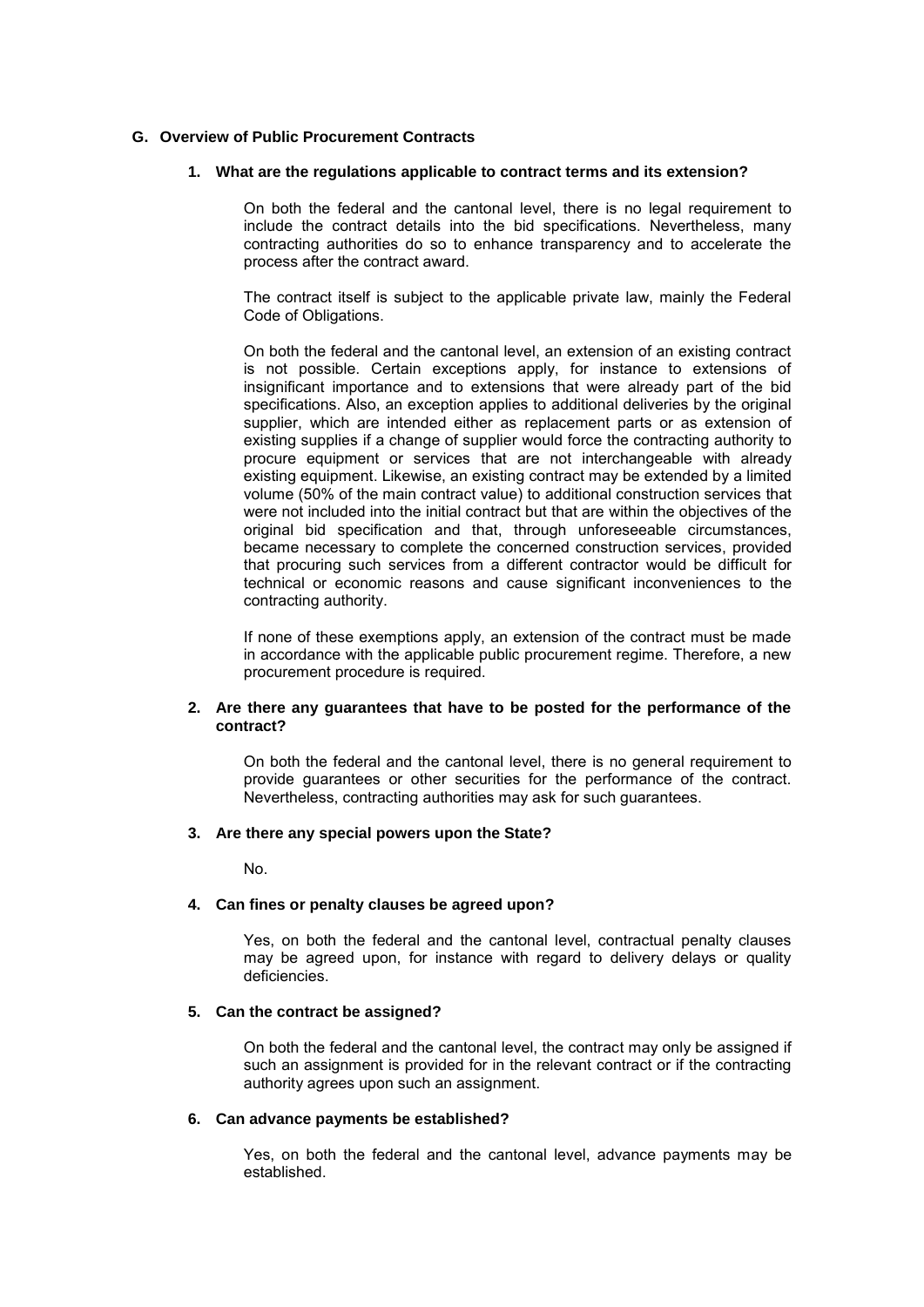## G. Overview of Public Procurement Contracts

### 1. What are the regulations applicable to contract terms and its extension?

On both the federal and the cantonal level, there is no legal requirement to include the contract details into the bid specifications. Nevertheless, many contracting authorities do so to enhance transparency and to accelerate the process after the contract award.

The contract itself is subject to the applicable private law, mainly the Federal Code of Obligations.

On both the federal and the cantonal level, an extension of an existing contract is not possible. Certain exceptions apply, for instance to extensions of insignificant importance and to extensions that were already part of the bid specifications. Also, an exception applies to additional deliveries by the original supplier, which are intended either as replacement parts or as extension of existing supplies if a change of supplier would force the contracting authority to procure equipment or services that are not interchangeable with already existing equipment. Likewise, an existing contract may be extended by a limited volume (50% of the main contract value) to additional construction services that were not included into the initial contract but that are within the objectives of the original bid specification and that, through unforeseeable circumstances, became necessary to complete the concerned construction services, provided that procuring such services from a different contractor would be difficult for technical or economic reasons and cause significant inconveniences to the contracting authority.

If none of these exemptions apply, an extension of the contract must be made in accordance with the applicable public procurement regime. Therefore, a new procurement procedure is required.

### 2. Are there any guarantees that have to be posted for the performance of the contract?

On both the federal and the cantonal level, there is no general requirement to provide guarantees or other securities for the performance of the contract. Nevertheless, contracting authorities may ask for such guarantees.

### 3. Are there any special powers upon the State?

No.

### 4. Can fines or penalty clauses be agreed upon?

Yes, on both the federal and the cantonal level, contractual penalty clauses may be agreed upon, for instance with regard to delivery delays or quality deficiencies.

### 5. Can the contract be assigned?

On both the federal and the cantonal level, the contract may only be assigned if such an assignment is provided for in the relevant contract or if the contracting authority agrees upon such an assignment.

### 6. Can advance payments be established?

Yes, on both the federal and the cantonal level, advance payments may be established.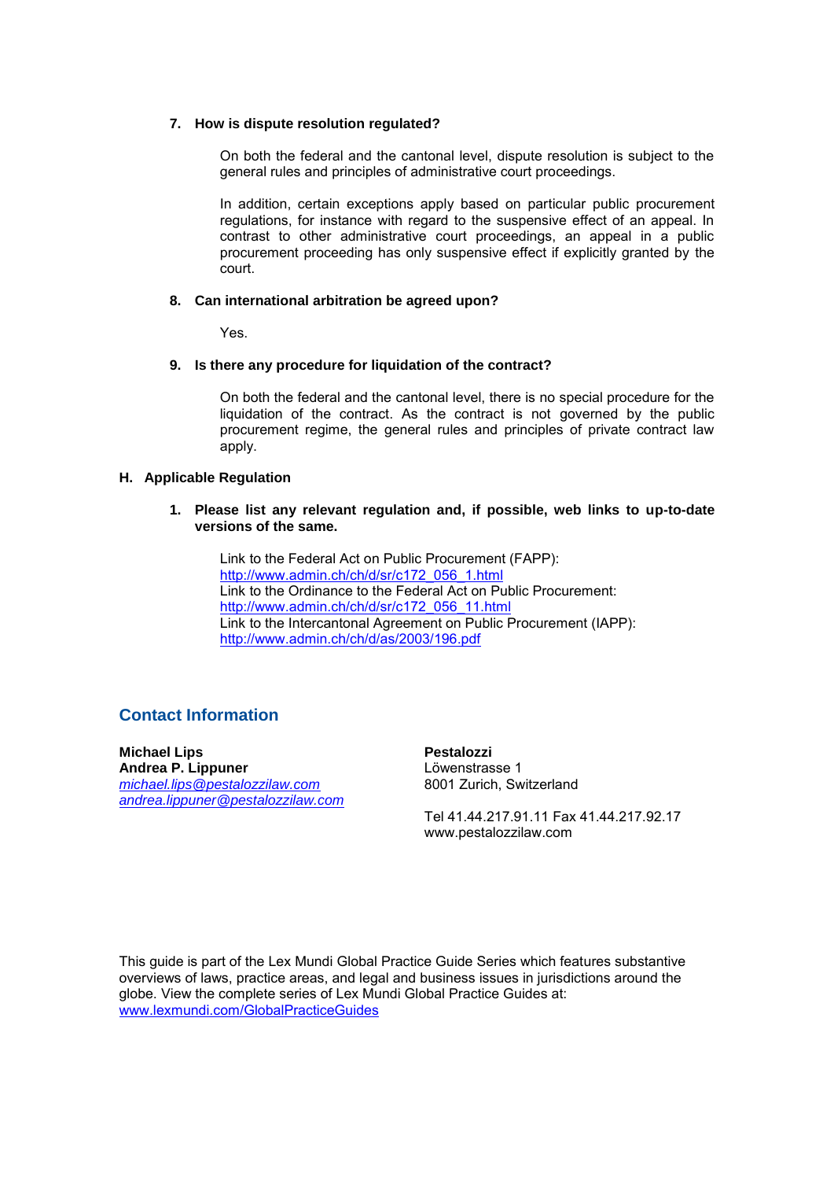7. **How is dispute resolution regulated?**

   On both the federal and the cantonal level, dispute resolution is subject to the general rules and principles of administrative court proceedings.

   In addition, certain exceptions apply based on particular public procurement regulations, for instance with regard to the suspensive effect of an appeal. In contrast to other administrative court proceedings, an appeal in a public procurement proceeding has only suspensive effect if explicitly granted by the court.

8. **Can international arbitration be agreed upon?**

   Yes.

9. **Is there any procedure for liquidation of the contract?**

   On both the federal and the cantonal level, there is no special procedure for the liquidation of the contract. As the contract is not governed by the public procurement regime, the general rules and principles of private contract law apply.

## H. Applicable Regulation

1. **Please list any relevant regulation and, if possible, web links to up-to-date versions of the same.**

   Link to the Federal Act on Public Procurement (FAPP):
   http://www.admin.ch/ch/d/sr/c172_056_1.html
   Link to the Ordinance to the Federal Act on Public Procurement:
   http://www.admin.ch/ch/d/sr/c172_056_11.html
   Link to the Intercantonal Agreement on Public Procurement (IAPP):
   http://www.admin.ch/ch/d/as/2003/196.pdf

## Contact Information

**Michael Lips**
**Andrea P. Lippuner**
*michael.lips@pestalozzilaw.com*
*andrea.lippuner@pestalozzilaw.com*

**Pestalozzi**
Löwenstrasse 1
8001 Zurich, Switzerland

Tel 41.44.217.91.11 Fax 41.44.217.92.17
www.pestalozzilaw.com

This guide is part of the Lex Mundi Global Practice Guide Series which features substantive overviews of laws, practice areas, and legal and business issues in jurisdictions around the globe. View the complete series of Lex Mundi Global Practice Guides at: www.lexmundi.com/GlobalPracticeGuides